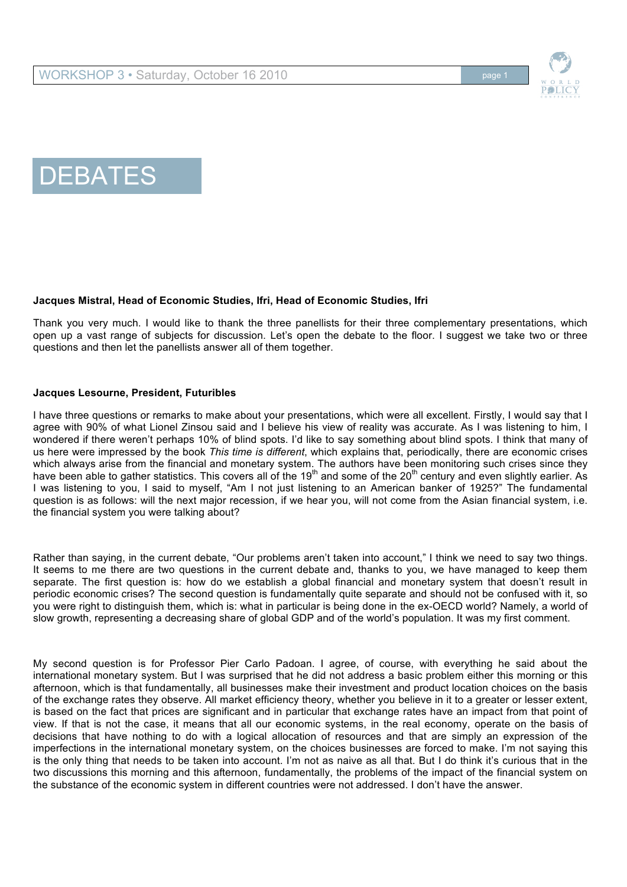# DEBATES

**Jacques Mistral, Head of Economic Studies, Ifri, Head of Economic Studies, Ifri**

Thank you very much. I would like to thank the three panellists for their three complementary presentations, which open up a vast range of subjects for discussion. Let's open the debate to the floor. I suggest we take two or three questions and then let the panellists answer all of them together.

**Jacques Lesourne, President, Futuribles**

I have three questions or remarks to make about your presentations, which were all excellent. Firstly, I would say that I agree with 90% of what Lionel Zinsou said and I believe his view of reality was accurate. As I was listening to him, I wondered if there weren't perhaps 10% of blind spots. I'd like to say something about blind spots. I think that many of us here were impressed by the book *This time is different*, which explains that, periodically, there are economic crises which always arise from the financial and monetary system. The authors have been monitoring such crises since they have been able to gather statistics. This covers all of the 19th and some of the 20th century and even slightly earlier. As I was listening to you, I said to myself, "Am I not just listening to an American banker of 1925?" The fundamental question is as follows: will the next major recession, if we hear you, will not come from the Asian financial system, i.e. the financial system you were talking about?

Rather than saying, in the current debate, "Our problems aren't taken into account," I think we need to say two things. It seems to me there are two questions in the current debate and, thanks to you, we have managed to keep them separate. The first question is: how do we establish a global financial and monetary system that doesn't result in periodic economic crises? The second question is fundamentally quite separate and should not be confused with it, so you were right to distinguish them, which is: what in particular is being done in the ex-OECD world? Namely, a world of slow growth, representing a decreasing share of global GDP and of the world's population. It was my first comment.

My second question is for Professor Pier Carlo Padoan. I agree, of course, with everything he said about the international monetary system. But I was surprised that he did not address a basic problem either this morning or this afternoon, which is that fundamentally, all businesses make their investment and product location choices on the basis of the exchange rates they observe. All market efficiency theory, whether you believe in it to a greater or lesser extent, is based on the fact that prices are significant and in particular that exchange rates have an impact from that point of view. If that is not the case, it means that all our economic systems, in the real economy, operate on the basis of decisions that have nothing to do with a logical allocation of resources and that are simply an expression of the imperfections in the international monetary system, on the choices businesses are forced to make. I'm not saying this is the only thing that needs to be taken into account. I'm not as naive as all that. But I do think it's curious that in the two discussions this morning and this afternoon, fundamentally, the problems of the impact of the financial system on the substance of the economic system in different countries were not addressed. I don't have the answer.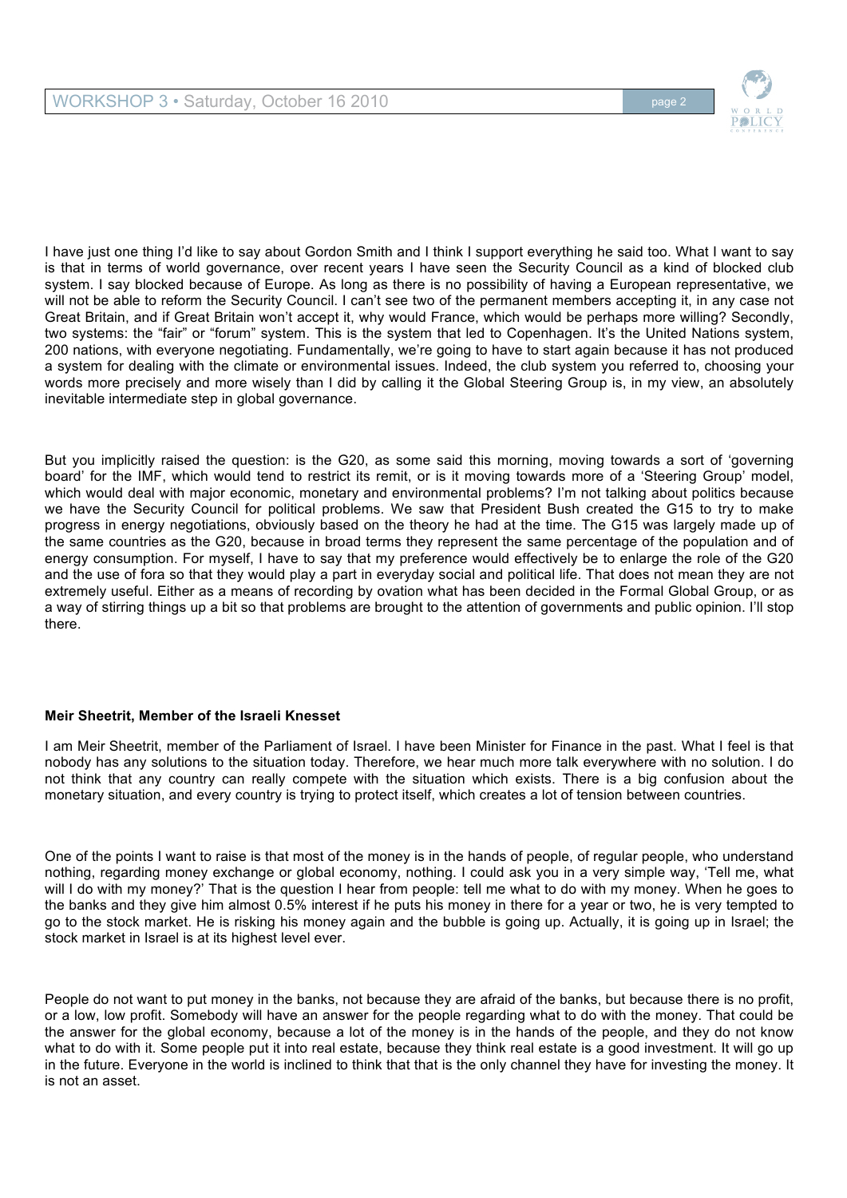I have just one thing I'd like to say about Gordon Smith and I think I support everything he said too. What I want to say is that in terms of world governance, over recent years I have seen the Security Council as a kind of blocked club system. I say blocked because of Europe. As long as there is no possibility of having a European representative, we will not be able to reform the Security Council. I can't see two of the permanent members accepting it, in any case not Great Britain, and if Great Britain won't accept it, why would France, which would be perhaps more willing? Secondly, two systems: the "fair" or "forum" system. This is the system that led to Copenhagen. It's the United Nations system, 200 nations, with everyone negotiating. Fundamentally, we're going to have to start again because it has not produced a system for dealing with the climate or environmental issues. Indeed, the club system you referred to, choosing your words more precisely and more wisely than I did by calling it the Global Steering Group is, in my view, an absolutely inevitable intermediate step in global governance.

But you implicitly raised the question: is the G20, as some said this morning, moving towards a sort of 'governing board' for the IMF, which would tend to restrict its remit, or is it moving towards more of a 'Steering Group' model, which would deal with major economic, monetary and environmental problems? I'm not talking about politics because we have the Security Council for political problems. We saw that President Bush created the G15 to try to make progress in energy negotiations, obviously based on the theory he had at the time. The G15 was largely made up of the same countries as the G20, because in broad terms they represent the same percentage of the population and of energy consumption. For myself, I have to say that my preference would effectively be to enlarge the role of the G20 and the use of fora so that they would play a part in everyday social and political life. That does not mean they are not extremely useful. Either as a means of recording by ovation what has been decided in the Formal Global Group, or as a way of stirring things up a bit so that problems are brought to the attention of governments and public opinion. I'll stop there.

**Meir Sheetrit, Member of the Israeli Knesset**

I am Meir Sheetrit, member of the Parliament of Israel. I have been Minister for Finance in the past. What I feel is that nobody has any solutions to the situation today. Therefore, we hear much more talk everywhere with no solution. I do not think that any country can really compete with the situation which exists. There is a big confusion about the monetary situation, and every country is trying to protect itself, which creates a lot of tension between countries.

One of the points I want to raise is that most of the money is in the hands of people, of regular people, who understand nothing, regarding money exchange or global economy, nothing. I could ask you in a very simple way, 'Tell me, what will I do with my money?' That is the question I hear from people: tell me what to do with my money. When he goes to the banks and they give him almost 0.5% interest if he puts his money in there for a year or two, he is very tempted to go to the stock market. He is risking his money again and the bubble is going up. Actually, it is going up in Israel; the stock market in Israel is at its highest level ever.

People do not want to put money in the banks, not because they are afraid of the banks, but because there is no profit, or a low, low profit. Somebody will have an answer for the people regarding what to do with the money. That could be the answer for the global economy, because a lot of the money is in the hands of the people, and they do not know what to do with it. Some people put it into real estate, because they think real estate is a good investment. It will go up in the future. Everyone in the world is inclined to think that that is the only channel they have for investing the money. It is not an asset.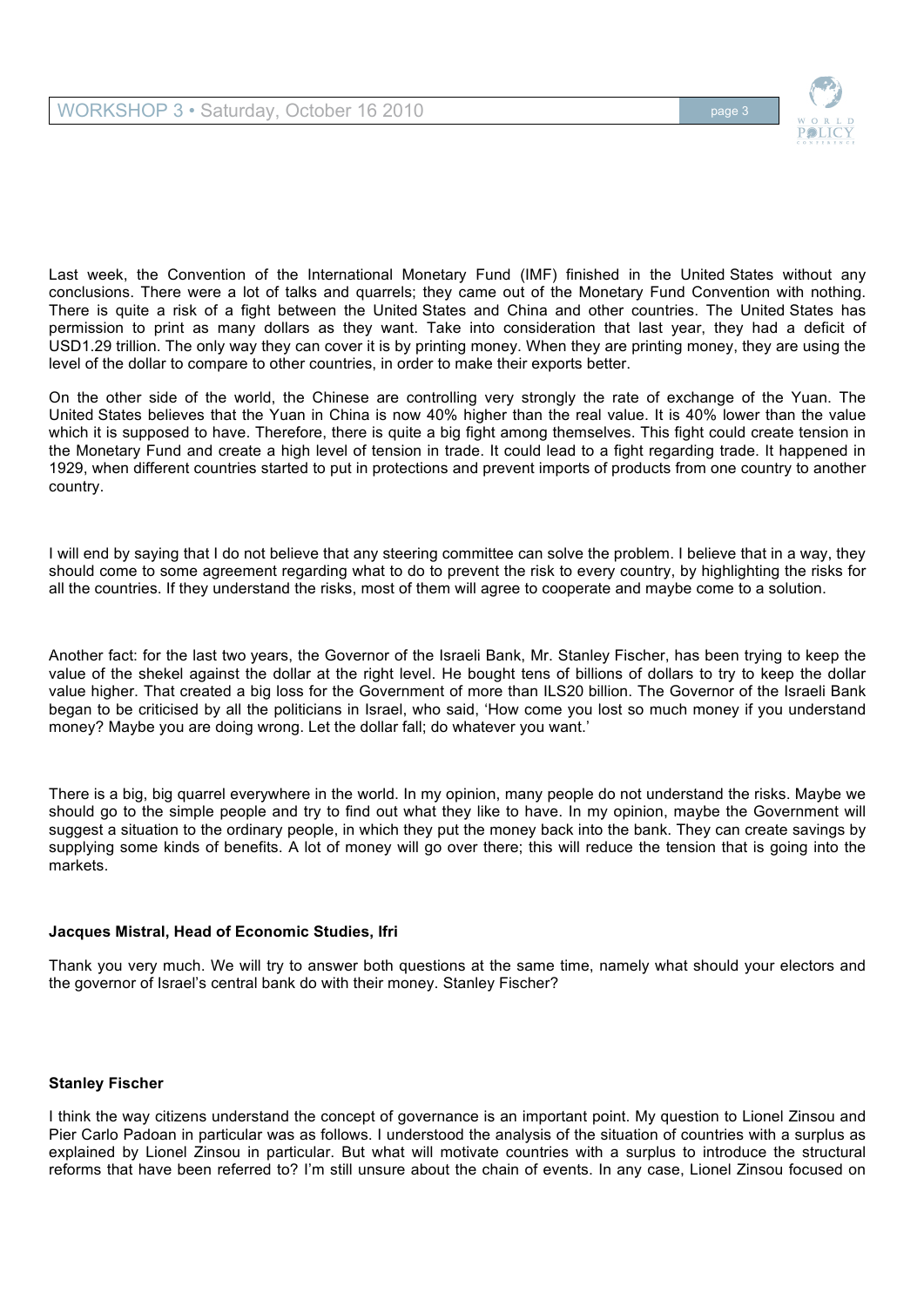Last week, the Convention of the International Monetary Fund (IMF) finished in the United States without any conclusions. There were a lot of talks and quarrels; they came out of the Monetary Fund Convention with nothing. There is quite a risk of a fight between the United States and China and other countries. The United States has permission to print as many dollars as they want. Take into consideration that last year, they had a deficit of USD1.29 trillion. The only way they can cover it is by printing money. When they are printing money, they are using the level of the dollar to compare to other countries, in order to make their exports better.

On the other side of the world, the Chinese are controlling very strongly the rate of exchange of the Yuan. The United States believes that the Yuan in China is now 40% higher than the real value. It is 40% lower than the value which it is supposed to have. Therefore, there is quite a big fight among themselves. This fight could create tension in the Monetary Fund and create a high level of tension in trade. It could lead to a fight regarding trade. It happened in 1929, when different countries started to put in protections and prevent imports of products from one country to another country.

I will end by saying that I do not believe that any steering committee can solve the problem. I believe that in a way, they should come to some agreement regarding what to do to prevent the risk to every country, by highlighting the risks for all the countries. If they understand the risks, most of them will agree to cooperate and maybe come to a solution.

Another fact: for the last two years, the Governor of the Israeli Bank, Mr. Stanley Fischer, has been trying to keep the value of the shekel against the dollar at the right level. He bought tens of billions of dollars to try to keep the dollar value higher. That created a big loss for the Government of more than ILS20 billion. The Governor of the Israeli Bank began to be criticised by all the politicians in Israel, who said, 'How come you lost so much money if you understand money? Maybe you are doing wrong. Let the dollar fall; do whatever you want.'

There is a big, big quarrel everywhere in the world. In my opinion, many people do not understand the risks. Maybe we should go to the simple people and try to find out what they like to have. In my opinion, maybe the Government will suggest a situation to the ordinary people, in which they put the money back into the bank. They can create savings by supplying some kinds of benefits. A lot of money will go over there; this will reduce the tension that is going into the markets.

**Jacques Mistral, Head of Economic Studies, Ifri**

Thank you very much. We will try to answer both questions at the same time, namely what should your electors and the governor of Israel's central bank do with their money. Stanley Fischer?

**Stanley Fischer**

I think the way citizens understand the concept of governance is an important point. My question to Lionel Zinsou and Pier Carlo Padoan in particular was as follows. I understood the analysis of the situation of countries with a surplus as explained by Lionel Zinsou in particular. But what will motivate countries with a surplus to introduce the structural reforms that have been referred to? I'm still unsure about the chain of events. In any case, Lionel Zinsou focused on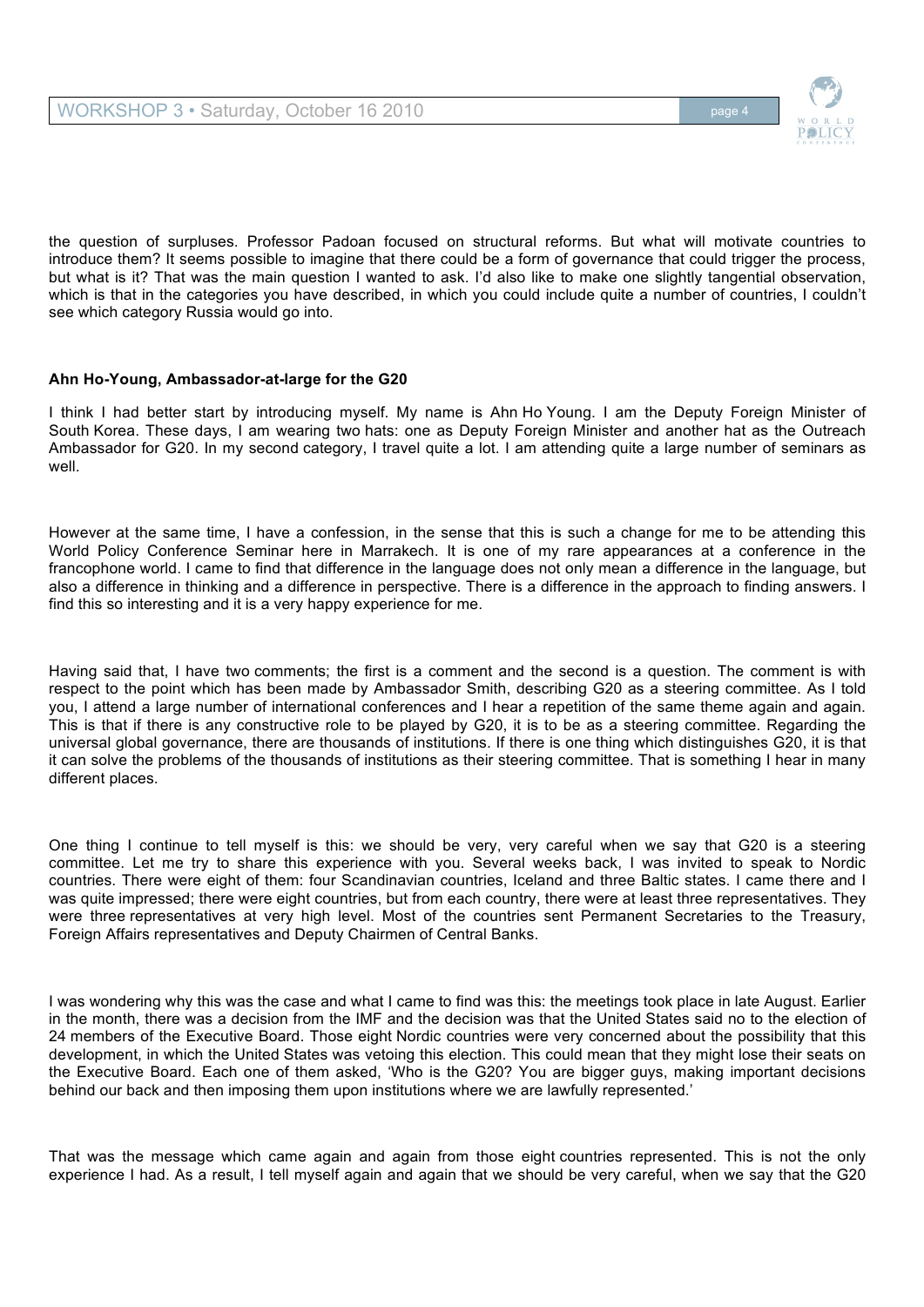the question of surpluses. Professor Padoan focused on structural reforms. But what will motivate countries to introduce them? It seems possible to imagine that there could be a form of governance that could trigger the process, but what is it? That was the main question I wanted to ask. I'd also like to make one slightly tangential observation, which is that in the categories you have described, in which you could include quite a number of countries, I couldn't see which category Russia would go into.

**Ahn Ho-Young, Ambassador-at-large for the G20**

I think I had better start by introducing myself. My name is Ahn Ho Young. I am the Deputy Foreign Minister of South Korea. These days, I am wearing two hats: one as Deputy Foreign Minister and another hat as the Outreach Ambassador for G20. In my second category, I travel quite a lot. I am attending quite a large number of seminars as well.

However at the same time, I have a confession, in the sense that this is such a change for me to be attending this World Policy Conference Seminar here in Marrakech. It is one of my rare appearances at a conference in the francophone world. I came to find that difference in the language does not only mean a difference in the language, but also a difference in thinking and a difference in perspective. There is a difference in the approach to finding answers. I find this so interesting and it is a very happy experience for me.

Having said that, I have two comments; the first is a comment and the second is a question. The comment is with respect to the point which has been made by Ambassador Smith, describing G20 as a steering committee. As I told you, I attend a large number of international conferences and I hear a repetition of the same theme again and again. This is that if there is any constructive role to be played by G20, it is to be as a steering committee. Regarding the universal global governance, there are thousands of institutions. If there is one thing which distinguishes G20, it is that it can solve the problems of the thousands of institutions as their steering committee. That is something I hear in many different places.

One thing I continue to tell myself is this: we should be very, very careful when we say that G20 is a steering committee. Let me try to share this experience with you. Several weeks back, I was invited to speak to Nordic countries. There were eight of them: four Scandinavian countries, Iceland and three Baltic states. I came there and I was quite impressed; there were eight countries, but from each country, there were at least three representatives. They were three representatives at very high level. Most of the countries sent Permanent Secretaries to the Treasury, Foreign Affairs representatives and Deputy Chairmen of Central Banks.

I was wondering why this was the case and what I came to find was this: the meetings took place in late August. Earlier in the month, there was a decision from the IMF and the decision was that the United States said no to the election of 24 members of the Executive Board. Those eight Nordic countries were very concerned about the possibility that this development, in which the United States was vetoing this election. This could mean that they might lose their seats on the Executive Board. Each one of them asked, 'Who is the G20? You are bigger guys, making important decisions behind our back and then imposing them upon institutions where we are lawfully represented.'

That was the message which came again and again from those eight countries represented. This is not the only experience I had. As a result, I tell myself again and again that we should be very careful, when we say that the G20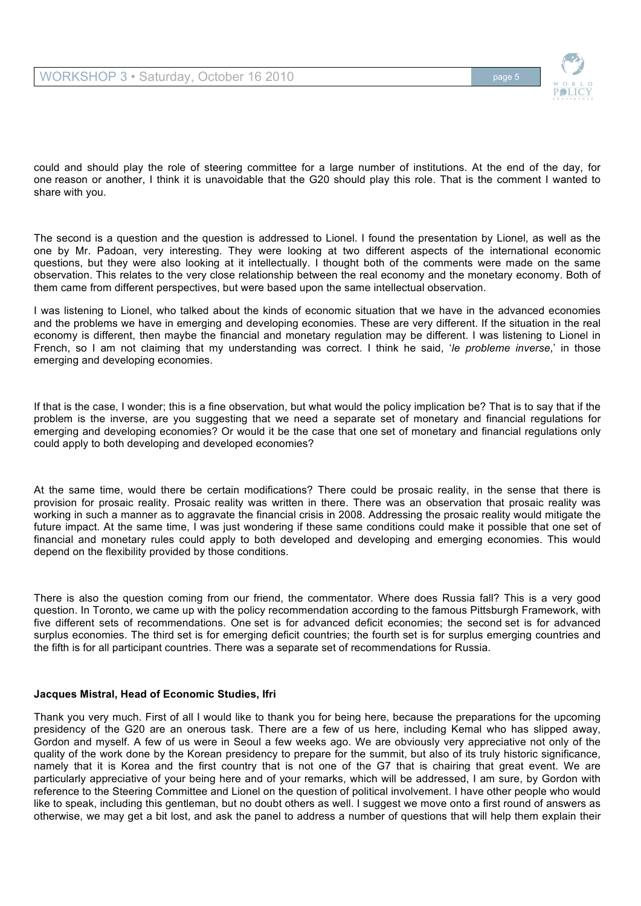could and should play the role of steering committee for a large number of institutions. At the end of the day, for one reason or another, I think it is unavoidable that the G20 should play this role. That is the comment I wanted to share with you.

The second is a question and the question is addressed to Lionel. I found the presentation by Lionel, as well as the one by Mr. Padoan, very interesting. They were looking at two different aspects of the international economic questions, but they were also looking at it intellectually. I thought both of the comments were made on the same observation. This relates to the very close relationship between the real economy and the monetary economy. Both of them came from different perspectives, but were based upon the same intellectual observation.

I was listening to Lionel, who talked about the kinds of economic situation that we have in the advanced economies and the problems we have in emerging and developing economies. These are very different. If the situation in the real economy is different, then maybe the financial and monetary regulation may be different. I was listening to Lionel in French, so I am not claiming that my understanding was correct. I think he said, '*le probleme inverse*,' in those emerging and developing economies.

If that is the case, I wonder; this is a fine observation, but what would the policy implication be? That is to say that if the problem is the inverse, are you suggesting that we need a separate set of monetary and financial regulations for emerging and developing economies? Or would it be the case that one set of monetary and financial regulations only could apply to both developing and developed economies?

At the same time, would there be certain modifications? There could be prosaic reality, in the sense that there is provision for prosaic reality. Prosaic reality was written in there. There was an observation that prosaic reality was working in such a manner as to aggravate the financial crisis in 2008. Addressing the prosaic reality would mitigate the future impact. At the same time, I was just wondering if these same conditions could make it possible that one set of financial and monetary rules could apply to both developed and developing and emerging economies. This would depend on the flexibility provided by those conditions.

There is also the question coming from our friend, the commentator. Where does Russia fall? This is a very good question. In Toronto, we came up with the policy recommendation according to the famous Pittsburgh Framework, with five different sets of recommendations. One set is for advanced deficit economies; the second set is for advanced surplus economies. The third set is for emerging deficit countries; the fourth set is for surplus emerging countries and the fifth is for all participant countries. There was a separate set of recommendations for Russia.

**Jacques Mistral, Head of Economic Studies, Ifri**

Thank you very much. First of all I would like to thank you for being here, because the preparations for the upcoming presidency of the G20 are an onerous task. There are a few of us here, including Kemal who has slipped away, Gordon and myself. A few of us were in Seoul a few weeks ago. We are obviously very appreciative not only of the quality of the work done by the Korean presidency to prepare for the summit, but also of its truly historic significance, namely that it is Korea and the first country that is not one of the G7 that is chairing that great event. We are particularly appreciative of your being here and of your remarks, which will be addressed, I am sure, by Gordon with reference to the Steering Committee and Lionel on the question of political involvement. I have other people who would like to speak, including this gentleman, but no doubt others as well. I suggest we move onto a first round of answers as otherwise, we may get a bit lost, and ask the panel to address a number of questions that will help them explain their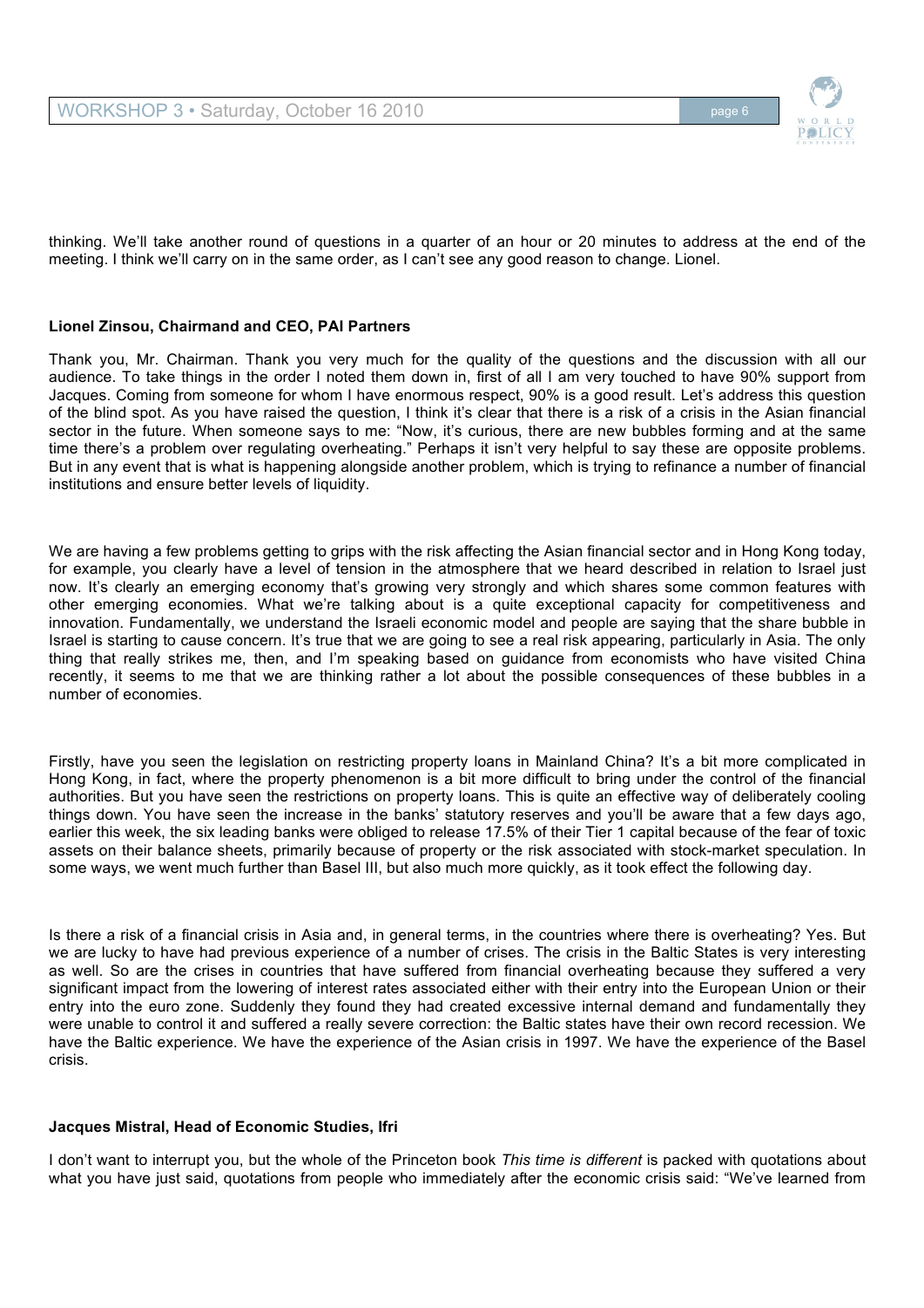thinking. We'll take another round of questions in a quarter of an hour or 20 minutes to address at the end of the meeting. I think we'll carry on in the same order, as I can't see any good reason to change. Lionel.

**Lionel Zinsou, Chairmand and CEO, PAI Partners**

Thank you, Mr. Chairman. Thank you very much for the quality of the questions and the discussion with all our audience. To take things in the order I noted them down in, first of all I am very touched to have 90% support from Jacques. Coming from someone for whom I have enormous respect, 90% is a good result. Let's address this question of the blind spot. As you have raised the question, I think it's clear that there is a risk of a crisis in the Asian financial sector in the future. When someone says to me: "Now, it's curious, there are new bubbles forming and at the same time there's a problem over regulating overheating." Perhaps it isn't very helpful to say these are opposite problems. But in any event that is what is happening alongside another problem, which is trying to refinance a number of financial institutions and ensure better levels of liquidity.

We are having a few problems getting to grips with the risk affecting the Asian financial sector and in Hong Kong today, for example, you clearly have a level of tension in the atmosphere that we heard described in relation to Israel just now. It's clearly an emerging economy that's growing very strongly and which shares some common features with other emerging economies. What we're talking about is a quite exceptional capacity for competitiveness and innovation. Fundamentally, we understand the Israeli economic model and people are saying that the share bubble in Israel is starting to cause concern. It's true that we are going to see a real risk appearing, particularly in Asia. The only thing that really strikes me, then, and I'm speaking based on guidance from economists who have visited China recently, it seems to me that we are thinking rather a lot about the possible consequences of these bubbles in a number of economies.

Firstly, have you seen the legislation on restricting property loans in Mainland China? It's a bit more complicated in Hong Kong, in fact, where the property phenomenon is a bit more difficult to bring under the control of the financial authorities. But you have seen the restrictions on property loans. This is quite an effective way of deliberately cooling things down. You have seen the increase in the banks' statutory reserves and you'll be aware that a few days ago, earlier this week, the six leading banks were obliged to release 17.5% of their Tier 1 capital because of the fear of toxic assets on their balance sheets, primarily because of property or the risk associated with stock-market speculation. In some ways, we went much further than Basel III, but also much more quickly, as it took effect the following day.

Is there a risk of a financial crisis in Asia and, in general terms, in the countries where there is overheating? Yes. But we are lucky to have had previous experience of a number of crises. The crisis in the Baltic States is very interesting as well. So are the crises in countries that have suffered from financial overheating because they suffered a very significant impact from the lowering of interest rates associated either with their entry into the European Union or their entry into the euro zone. Suddenly they found they had created excessive internal demand and fundamentally they were unable to control it and suffered a really severe correction: the Baltic states have their own record recession. We have the Baltic experience. We have the experience of the Asian crisis in 1997. We have the experience of the Basel crisis.

**Jacques Mistral, Head of Economic Studies, Ifri**

I don't want to interrupt you, but the whole of the Princeton book *This time is different* is packed with quotations about what you have just said, quotations from people who immediately after the economic crisis said: "We've learned from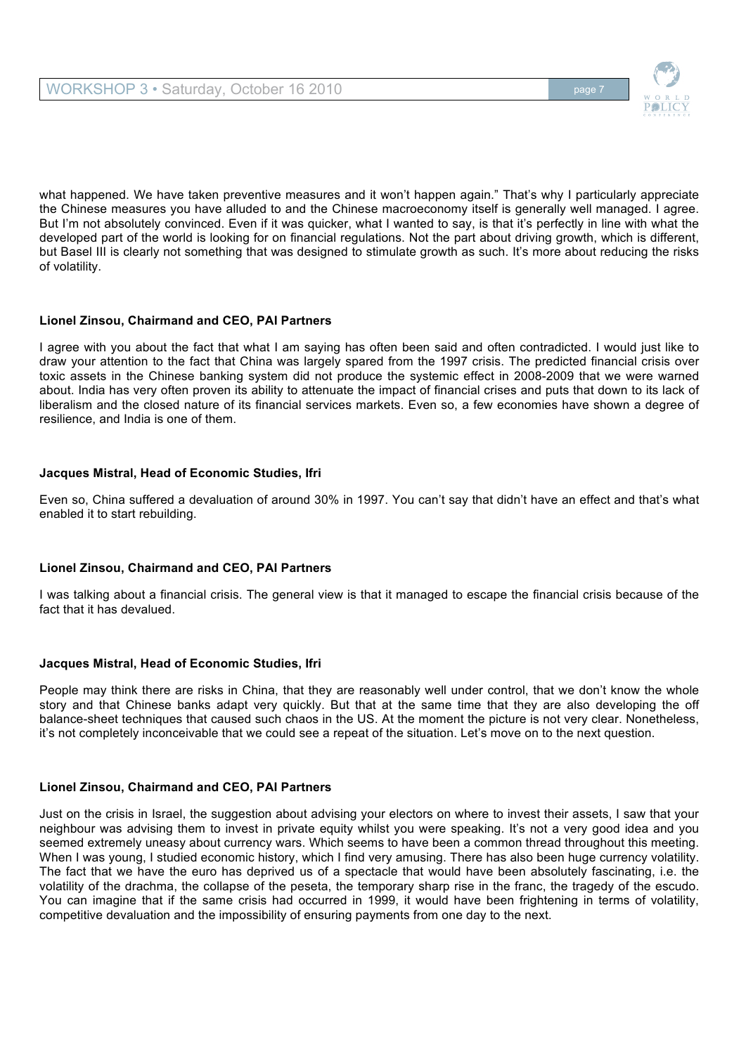what happened. We have taken preventive measures and it won't happen again." That's why I particularly appreciate the Chinese measures you have alluded to and the Chinese macroeconomy itself is generally well managed. I agree. But I'm not absolutely convinced. Even if it was quicker, what I wanted to say, is that it's perfectly in line with what the developed part of the world is looking for on financial regulations. Not the part about driving growth, which is different, but Basel III is clearly not something that was designed to stimulate growth as such. It's more about reducing the risks of volatility.

**Lionel Zinsou, Chairmand and CEO, PAI Partners**

I agree with you about the fact that what I am saying has often been said and often contradicted. I would just like to draw your attention to the fact that China was largely spared from the 1997 crisis. The predicted financial crisis over toxic assets in the Chinese banking system did not produce the systemic effect in 2008-2009 that we were warned about. India has very often proven its ability to attenuate the impact of financial crises and puts that down to its lack of liberalism and the closed nature of its financial services markets. Even so, a few economies have shown a degree of resilience, and India is one of them.

**Jacques Mistral, Head of Economic Studies, Ifri**

Even so, China suffered a devaluation of around 30% in 1997. You can't say that didn't have an effect and that's what enabled it to start rebuilding.

**Lionel Zinsou, Chairmand and CEO, PAI Partners**

I was talking about a financial crisis. The general view is that it managed to escape the financial crisis because of the fact that it has devalued.

**Jacques Mistral, Head of Economic Studies, Ifri**

People may think there are risks in China, that they are reasonably well under control, that we don't know the whole story and that Chinese banks adapt very quickly. But that at the same time that they are also developing the off balance-sheet techniques that caused such chaos in the US. At the moment the picture is not very clear. Nonetheless, it's not completely inconceivable that we could see a repeat of the situation. Let's move on to the next question.

**Lionel Zinsou, Chairmand and CEO, PAI Partners**

Just on the crisis in Israel, the suggestion about advising your electors on where to invest their assets, I saw that your neighbour was advising them to invest in private equity whilst you were speaking. It's not a very good idea and you seemed extremely uneasy about currency wars. Which seems to have been a common thread throughout this meeting. When I was young, I studied economic history, which I find very amusing. There has also been huge currency volatility. The fact that we have the euro has deprived us of a spectacle that would have been absolutely fascinating, i.e. the volatility of the drachma, the collapse of the peseta, the temporary sharp rise in the franc, the tragedy of the escudo. You can imagine that if the same crisis had occurred in 1999, it would have been frightening in terms of volatility, competitive devaluation and the impossibility of ensuring payments from one day to the next.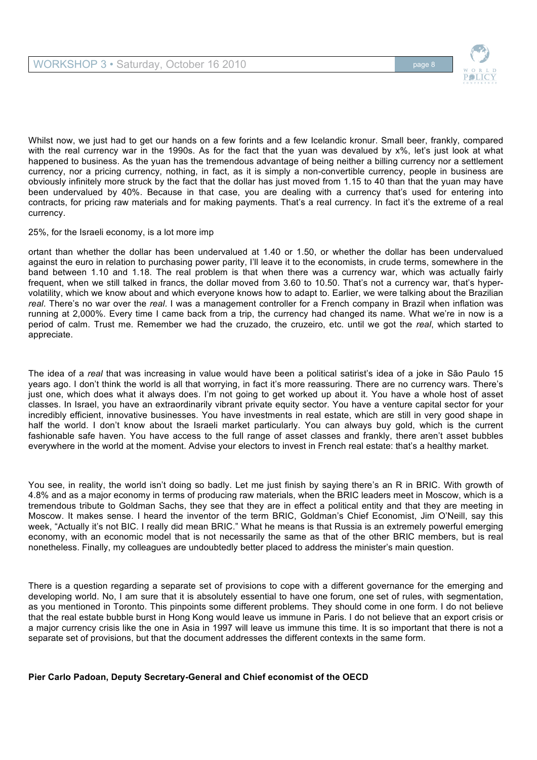Whilst now, we just had to get our hands on a few forints and a few Icelandic kronur. Small beer, frankly, compared with the real currency war in the 1990s. As for the fact that the yuan was devalued by x%, let's just look at what happened to business. As the yuan has the tremendous advantage of being neither a billing currency nor a settlement currency, nor a pricing currency, nothing, in fact, as it is simply a non-convertible currency, people in business are obviously infinitely more struck by the fact that the dollar has just moved from 1.15 to 40 than that the yuan may have been undervalued by 40%. Because in that case, you are dealing with a currency that's used for entering into contracts, for pricing raw materials and for making payments. That's a real currency. In fact it's the extreme of a real currency.

25%, for the Israeli economy, is a lot more imp

ortant than whether the dollar has been undervalued at 1.40 or 1.50, or whether the dollar has been undervalued against the euro in relation to purchasing power parity, I'll leave it to the economists, in crude terms, somewhere in the band between 1.10 and 1.18. The real problem is that when there was a currency war, which was actually fairly frequent, when we still talked in francs, the dollar moved from 3.60 to 10.50. That's not a currency war, that's hyper-volatility, which we know about and which everyone knows how to adapt to. Earlier, we were talking about the Brazilian *real*. There's no war over the *real*. I was a management controller for a French company in Brazil when inflation was running at 2,000%. Every time I came back from a trip, the currency had changed its name. What we're in now is a period of calm. Trust me. Remember we had the cruzado, the cruzeiro, etc. until we got the *real*, which started to appreciate.

The idea of a *real* that was increasing in value would have been a political satirist's idea of a joke in São Paulo 15 years ago. I don't think the world is all that worrying, in fact it's more reassuring. There are no currency wars. There's just one, which does what it always does. I'm not going to get worked up about it. You have a whole host of asset classes. In Israel, you have an extraordinarily vibrant private equity sector. You have a venture capital sector for your incredibly efficient, innovative businesses. You have investments in real estate, which are still in very good shape in half the world. I don't know about the Israeli market particularly. You can always buy gold, which is the current fashionable safe haven. You have access to the full range of asset classes and frankly, there aren't asset bubbles everywhere in the world at the moment. Advise your electors to invest in French real estate: that's a healthy market.

You see, in reality, the world isn't doing so badly. Let me just finish by saying there's an R in BRIC. With growth of 4.8% and as a major economy in terms of producing raw materials, when the BRIC leaders meet in Moscow, which is a tremendous tribute to Goldman Sachs, they see that they are in effect a political entity and that they are meeting in Moscow. It makes sense. I heard the inventor of the term BRIC, Goldman's Chief Economist, Jim O'Neill, say this week, "Actually it's not BIC. I really did mean BRIC." What he means is that Russia is an extremely powerful emerging economy, with an economic model that is not necessarily the same as that of the other BRIC members, but is real nonetheless. Finally, my colleagues are undoubtedly better placed to address the minister's main question.

There is a question regarding a separate set of provisions to cope with a different governance for the emerging and developing world. No, I am sure that it is absolutely essential to have one forum, one set of rules, with segmentation, as you mentioned in Toronto. This pinpoints some different problems. They should come in one form. I do not believe that the real estate bubble burst in Hong Kong would leave us immune in Paris. I do not believe that an export crisis or a major currency crisis like the one in Asia in 1997 will leave us immune this time. It is so important that there is not a separate set of provisions, but that the document addresses the different contexts in the same form.

**Pier Carlo Padoan, Deputy Secretary-General and Chief economist of the OECD**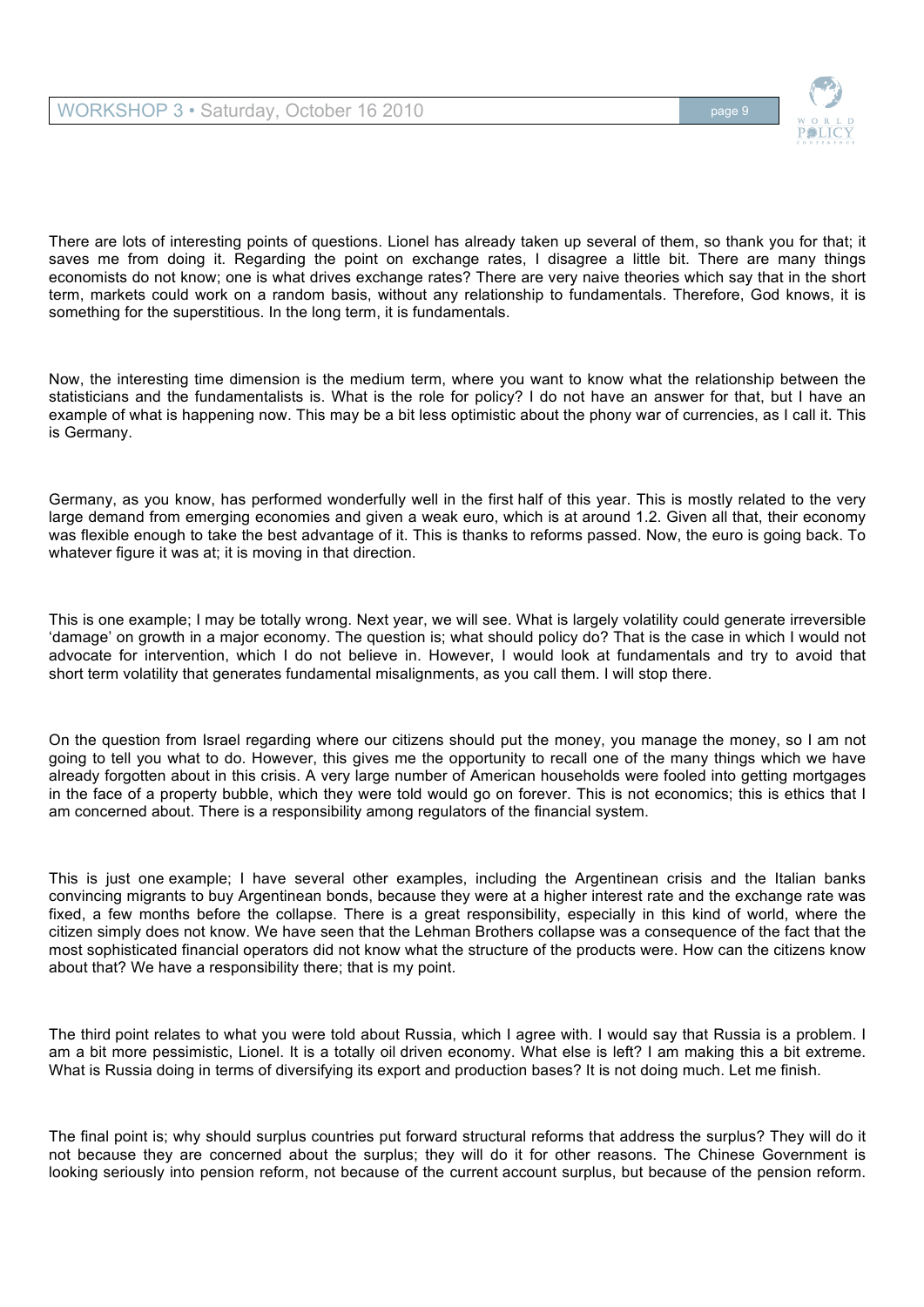There are lots of interesting points of questions. Lionel has already taken up several of them, so thank you for that; it saves me from doing it. Regarding the point on exchange rates, I disagree a little bit. There are many things economists do not know; one is what drives exchange rates? There are very naive theories which say that in the short term, markets could work on a random basis, without any relationship to fundamentals. Therefore, God knows, it is something for the superstitious. In the long term, it is fundamentals.

Now, the interesting time dimension is the medium term, where you want to know what the relationship between the statisticians and the fundamentalists is. What is the role for policy? I do not have an answer for that, but I have an example of what is happening now. This may be a bit less optimistic about the phony war of currencies, as I call it. This is Germany.

Germany, as you know, has performed wonderfully well in the first half of this year. This is mostly related to the very large demand from emerging economies and given a weak euro, which is at around 1.2. Given all that, their economy was flexible enough to take the best advantage of it. This is thanks to reforms passed. Now, the euro is going back. To whatever figure it was at; it is moving in that direction.

This is one example; I may be totally wrong. Next year, we will see. What is largely volatility could generate irreversible 'damage' on growth in a major economy. The question is; what should policy do? That is the case in which I would not advocate for intervention, which I do not believe in. However, I would look at fundamentals and try to avoid that short term volatility that generates fundamental misalignments, as you call them. I will stop there.

On the question from Israel regarding where our citizens should put the money, you manage the money, so I am not going to tell you what to do. However, this gives me the opportunity to recall one of the many things which we have already forgotten about in this crisis. A very large number of American households were fooled into getting mortgages in the face of a property bubble, which they were told would go on forever. This is not economics; this is ethics that I am concerned about. There is a responsibility among regulators of the financial system.

This is just one example; I have several other examples, including the Argentinean crisis and the Italian banks convincing migrants to buy Argentinean bonds, because they were at a higher interest rate and the exchange rate was fixed, a few months before the collapse. There is a great responsibility, especially in this kind of world, where the citizen simply does not know. We have seen that the Lehman Brothers collapse was a consequence of the fact that the most sophisticated financial operators did not know what the structure of the products were. How can the citizens know about that? We have a responsibility there; that is my point.

The third point relates to what you were told about Russia, which I agree with. I would say that Russia is a problem. I am a bit more pessimistic, Lionel. It is a totally oil driven economy. What else is left? I am making this a bit extreme. What is Russia doing in terms of diversifying its export and production bases? It is not doing much. Let me finish.

The final point is; why should surplus countries put forward structural reforms that address the surplus? They will do it not because they are concerned about the surplus; they will do it for other reasons. The Chinese Government is looking seriously into pension reform, not because of the current account surplus, but because of the pension reform.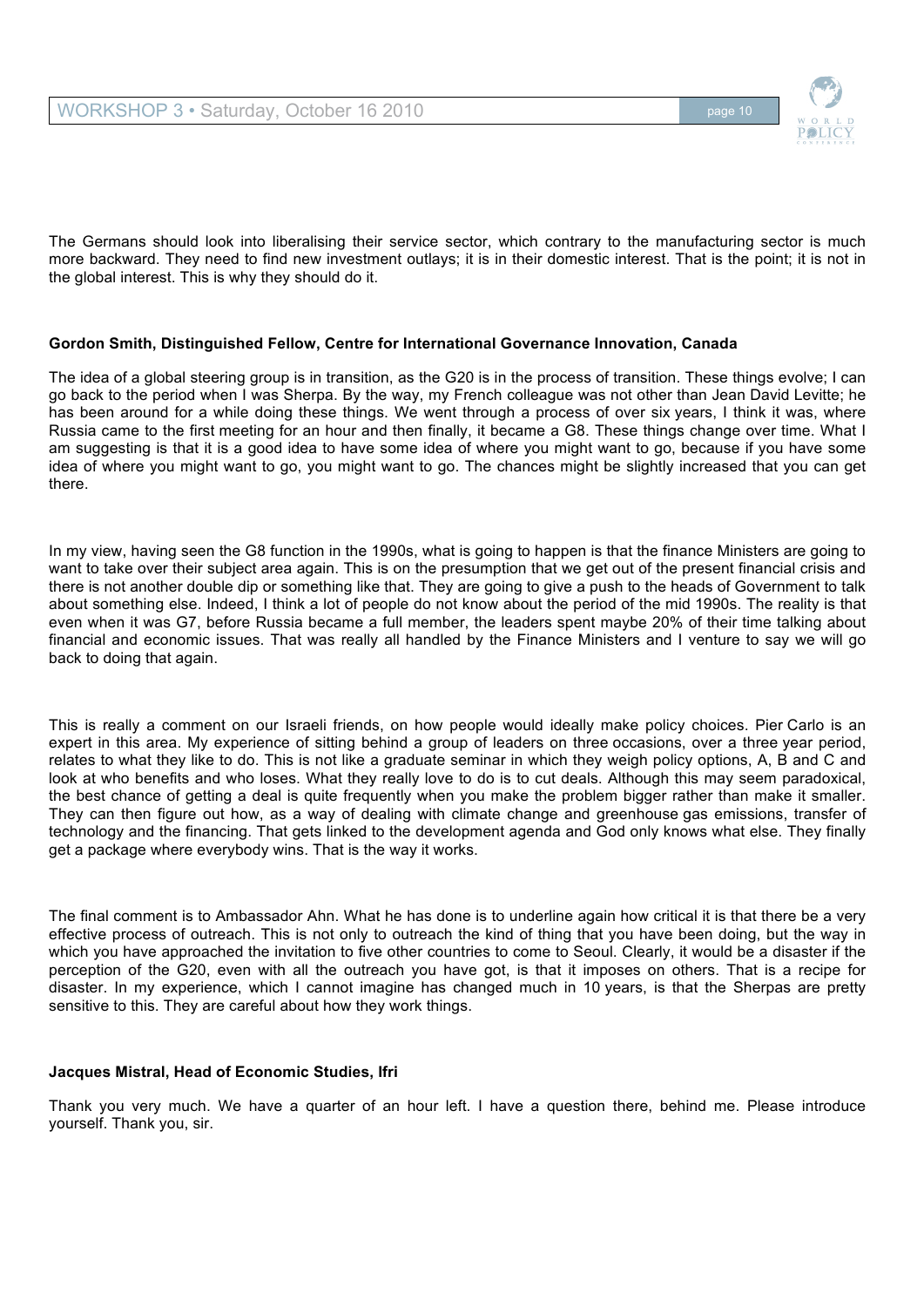The Germans should look into liberalising their service sector, which contrary to the manufacturing sector is much more backward. They need to find new investment outlays; it is in their domestic interest. That is the point; it is not in the global interest. This is why they should do it.

**Gordon Smith, Distinguished Fellow, Centre for International Governance Innovation, Canada**

The idea of a global steering group is in transition, as the G20 is in the process of transition. These things evolve; I can go back to the period when I was Sherpa. By the way, my French colleague was not other than Jean David Levitte; he has been around for a while doing these things. We went through a process of over six years, I think it was, where Russia came to the first meeting for an hour and then finally, it became a G8. These things change over time. What I am suggesting is that it is a good idea to have some idea of where you might want to go, because if you have some idea of where you might want to go, you might want to go. The chances might be slightly increased that you can get there.

In my view, having seen the G8 function in the 1990s, what is going to happen is that the finance Ministers are going to want to take over their subject area again. This is on the presumption that we get out of the present financial crisis and there is not another double dip or something like that. They are going to give a push to the heads of Government to talk about something else. Indeed, I think a lot of people do not know about the period of the mid 1990s. The reality is that even when it was G7, before Russia became a full member, the leaders spent maybe 20% of their time talking about financial and economic issues. That was really all handled by the Finance Ministers and I venture to say we will go back to doing that again.

This is really a comment on our Israeli friends, on how people would ideally make policy choices. Pier Carlo is an expert in this area. My experience of sitting behind a group of leaders on three occasions, over a three year period, relates to what they like to do. This is not like a graduate seminar in which they weigh policy options, A, B and C and look at who benefits and who loses. What they really love to do is to cut deals. Although this may seem paradoxical, the best chance of getting a deal is quite frequently when you make the problem bigger rather than make it smaller. They can then figure out how, as a way of dealing with climate change and greenhouse gas emissions, transfer of technology and the financing. That gets linked to the development agenda and God only knows what else. They finally get a package where everybody wins. That is the way it works.

The final comment is to Ambassador Ahn. What he has done is to underline again how critical it is that there be a very effective process of outreach. This is not only to outreach the kind of thing that you have been doing, but the way in which you have approached the invitation to five other countries to come to Seoul. Clearly, it would be a disaster if the perception of the G20, even with all the outreach you have got, is that it imposes on others. That is a recipe for disaster. In my experience, which I cannot imagine has changed much in 10 years, is that the Sherpas are pretty sensitive to this. They are careful about how they work things.

**Jacques Mistral, Head of Economic Studies, Ifri**

Thank you very much. We have a quarter of an hour left. I have a question there, behind me. Please introduce yourself. Thank you, sir.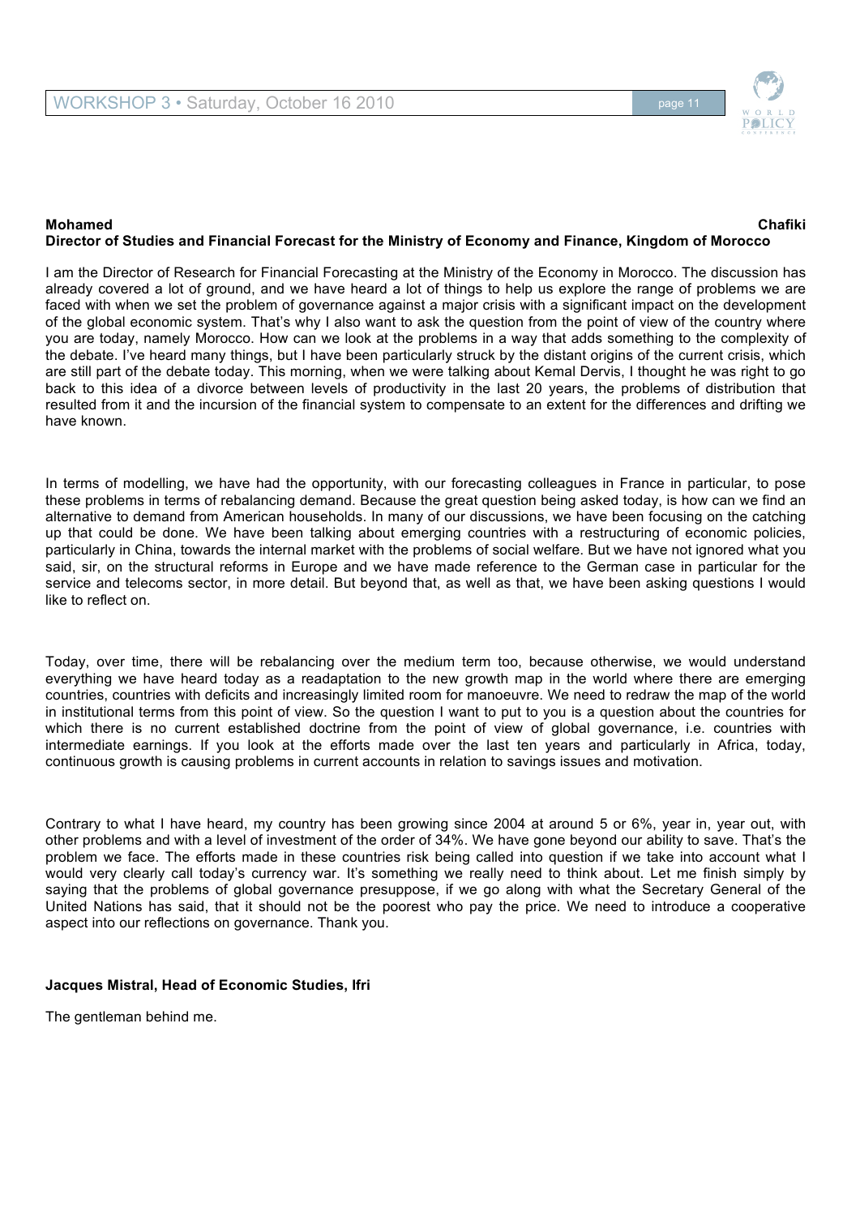**Mohamed Chafiki**
**Director of Studies and Financial Forecast for the Ministry of Economy and Finance, Kingdom of Morocco**

I am the Director of Research for Financial Forecasting at the Ministry of the Economy in Morocco. The discussion has already covered a lot of ground, and we have heard a lot of things to help us explore the range of problems we are faced with when we set the problem of governance against a major crisis with a significant impact on the development of the global economic system. That's why I also want to ask the question from the point of view of the country where you are today, namely Morocco. How can we look at the problems in a way that adds something to the complexity of the debate. I've heard many things, but I have been particularly struck by the distant origins of the current crisis, which are still part of the debate today. This morning, when we were talking about Kemal Dervis, I thought he was right to go back to this idea of a divorce between levels of productivity in the last 20 years, the problems of distribution that resulted from it and the incursion of the financial system to compensate to an extent for the differences and drifting we have known.

In terms of modelling, we have had the opportunity, with our forecasting colleagues in France in particular, to pose these problems in terms of rebalancing demand. Because the great question being asked today, is how can we find an alternative to demand from American households. In many of our discussions, we have been focusing on the catching up that could be done. We have been talking about emerging countries with a restructuring of economic policies, particularly in China, towards the internal market with the problems of social welfare. But we have not ignored what you said, sir, on the structural reforms in Europe and we have made reference to the German case in particular for the service and telecoms sector, in more detail. But beyond that, as well as that, we have been asking questions I would like to reflect on.

Today, over time, there will be rebalancing over the medium term too, because otherwise, we would understand everything we have heard today as a readaptation to the new growth map in the world where there are emerging countries, countries with deficits and increasingly limited room for manoeuvre. We need to redraw the map of the world in institutional terms from this point of view. So the question I want to put to you is a question about the countries for which there is no current established doctrine from the point of view of global governance, i.e. countries with intermediate earnings. If you look at the efforts made over the last ten years and particularly in Africa, today, continuous growth is causing problems in current accounts in relation to savings issues and motivation.

Contrary to what I have heard, my country has been growing since 2004 at around 5 or 6%, year in, year out, with other problems and with a level of investment of the order of 34%. We have gone beyond our ability to save. That's the problem we face. The efforts made in these countries risk being called into question if we take into account what I would very clearly call today's currency war. It's something we really need to think about. Let me finish simply by saying that the problems of global governance presuppose, if we go along with what the Secretary General of the United Nations has said, that it should not be the poorest who pay the price. We need to introduce a cooperative aspect into our reflections on governance. Thank you.

**Jacques Mistral, Head of Economic Studies, Ifri**

The gentleman behind me.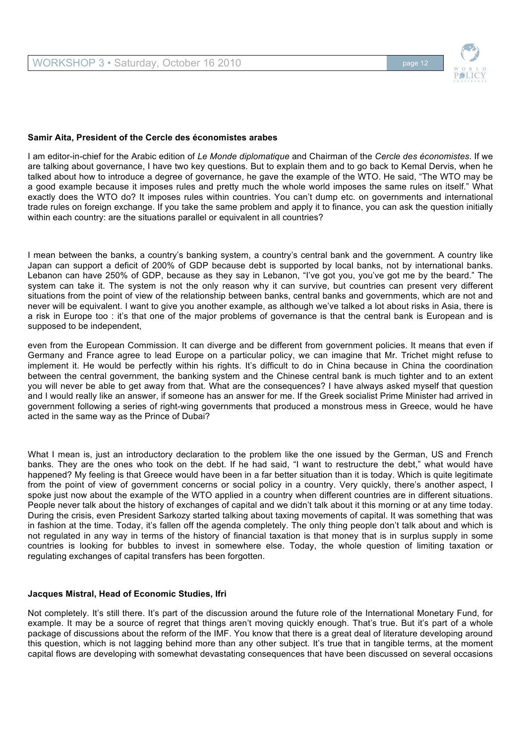**Samir Aita, President of the Cercle des économistes arabes**

I am editor-in-chief for the Arabic edition of *Le Monde diplomatique* and Chairman of the *Cercle des économistes*. If we are talking about governance, I have two key questions. But to explain them and to go back to Kemal Dervis, when he talked about how to introduce a degree of governance, he gave the example of the WTO. He said, "The WTO may be a good example because it imposes rules and pretty much the whole world imposes the same rules on itself." What exactly does the WTO do? It imposes rules within countries. You can't dump etc. on governments and international trade rules on foreign exchange. If you take the same problem and apply it to finance, you can ask the question initially within each country: are the situations parallel or equivalent in all countries?

I mean between the banks, a country's banking system, a country's central bank and the government. A country like Japan can support a deficit of 200% of GDP because debt is supported by local banks, not by international banks. Lebanon can have 250% of GDP, because as they say in Lebanon, "I've got you, you've got me by the beard." The system can take it. The system is not the only reason why it can survive, but countries can present very different situations from the point of view of the relationship between banks, central banks and governments, which are not and never will be equivalent. I want to give you another example, as although we've talked a lot about risks in Asia, there is a risk in Europe too : it's that one of the major problems of governance is that the central bank is European and is supposed to be independent,

even from the European Commission. It can diverge and be different from government policies. It means that even if Germany and France agree to lead Europe on a particular policy, we can imagine that Mr. Trichet might refuse to implement it. He would be perfectly within his rights. It's difficult to do in China because in China the coordination between the central government, the banking system and the Chinese central bank is much tighter and to an extent you will never be able to get away from that. What are the consequences? I have always asked myself that question and I would really like an answer, if someone has an answer for me. If the Greek socialist Prime Minister had arrived in government following a series of right-wing governments that produced a monstrous mess in Greece, would he have acted in the same way as the Prince of Dubai?

What I mean is, just an introductory declaration to the problem like the one issued by the German, US and French banks. They are the ones who took on the debt. If he had said, "I want to restructure the debt," what would have happened? My feeling is that Greece would have been in a far better situation than it is today. Which is quite legitimate from the point of view of government concerns or social policy in a country. Very quickly, there's another aspect, I spoke just now about the example of the WTO applied in a country when different countries are in different situations. People never talk about the history of exchanges of capital and we didn't talk about it this morning or at any time today. During the crisis, even President Sarkozy started talking about taxing movements of capital. It was something that was in fashion at the time. Today, it's fallen off the agenda completely. The only thing people don't talk about and which is not regulated in any way in terms of the history of financial taxation is that money that is in surplus supply in some countries is looking for bubbles to invest in somewhere else. Today, the whole question of limiting taxation or regulating exchanges of capital transfers has been forgotten.

**Jacques Mistral, Head of Economic Studies, Ifri**

Not completely. It's still there. It's part of the discussion around the future role of the International Monetary Fund, for example. It may be a source of regret that things aren't moving quickly enough. That's true. But it's part of a whole package of discussions about the reform of the IMF. You know that there is a great deal of literature developing around this question, which is not lagging behind more than any other subject. It's true that in tangible terms, at the moment capital flows are developing with somewhat devastating consequences that have been discussed on several occasions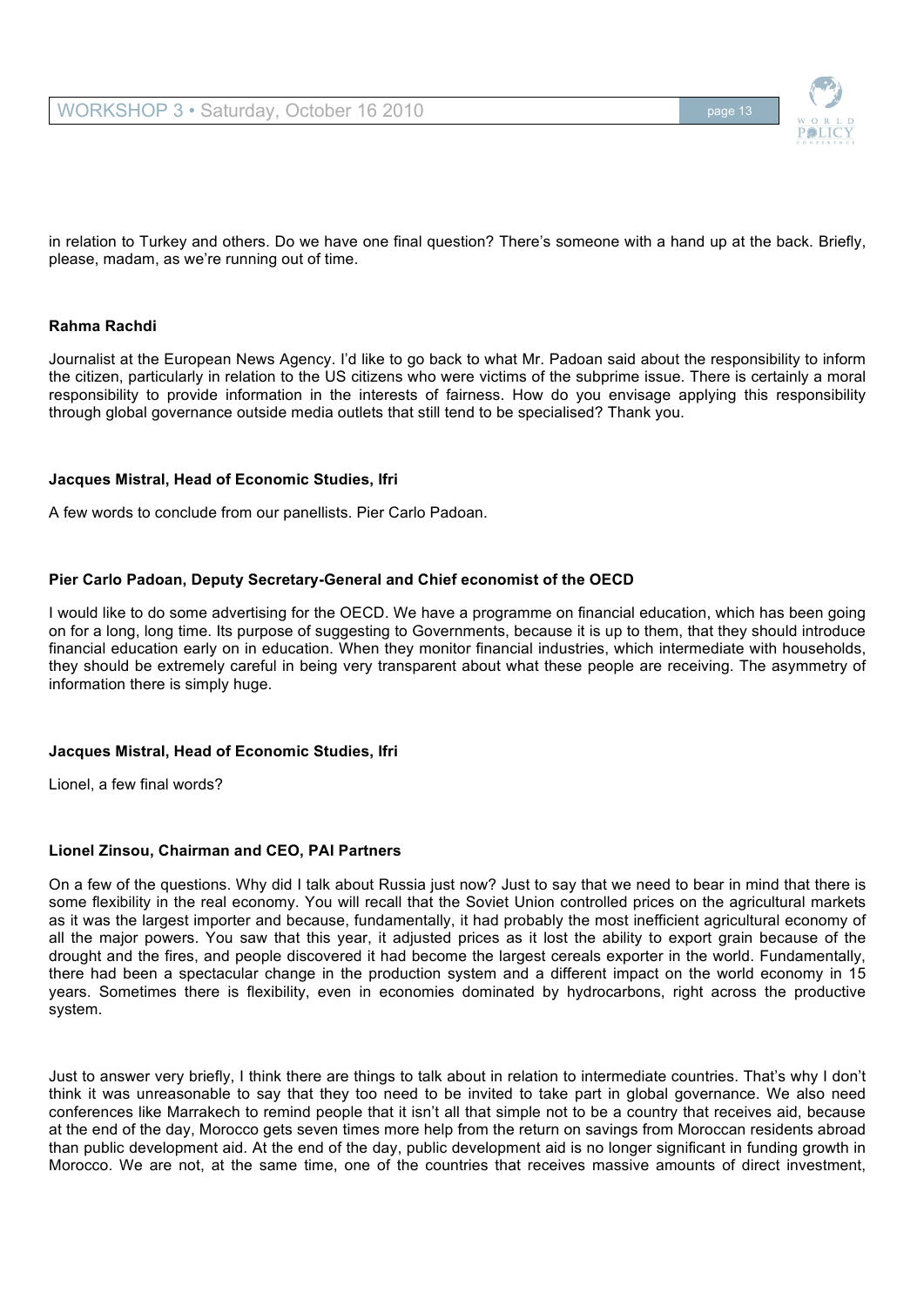in relation to Turkey and others. Do we have one final question? There's someone with a hand up at the back. Briefly, please, madam, as we're running out of time.

**Rahma Rachdi**

Journalist at the European News Agency. I'd like to go back to what Mr. Padoan said about the responsibility to inform the citizen, particularly in relation to the US citizens who were victims of the subprime issue. There is certainly a moral responsibility to provide information in the interests of fairness. How do you envisage applying this responsibility through global governance outside media outlets that still tend to be specialised? Thank you.

**Jacques Mistral, Head of Economic Studies, Ifri**

A few words to conclude from our panellists. Pier Carlo Padoan.

**Pier Carlo Padoan, Deputy Secretary-General and Chief economist of the OECD**

I would like to do some advertising for the OECD. We have a programme on financial education, which has been going on for a long, long time. Its purpose of suggesting to Governments, because it is up to them, that they should introduce financial education early on in education. When they monitor financial industries, which intermediate with households, they should be extremely careful in being very transparent about what these people are receiving. The asymmetry of information there is simply huge.

**Jacques Mistral, Head of Economic Studies, Ifri**

Lionel, a few final words?

**Lionel Zinsou, Chairman and CEO, PAI Partners**

On a few of the questions. Why did I talk about Russia just now? Just to say that we need to bear in mind that there is some flexibility in the real economy. You will recall that the Soviet Union controlled prices on the agricultural markets as it was the largest importer and because, fundamentally, it had probably the most inefficient agricultural economy of all the major powers. You saw that this year, it adjusted prices as it lost the ability to export grain because of the drought and the fires, and people discovered it had become the largest cereals exporter in the world. Fundamentally, there had been a spectacular change in the production system and a different impact on the world economy in 15 years. Sometimes there is flexibility, even in economies dominated by hydrocarbons, right across the productive system.

Just to answer very briefly, I think there are things to talk about in relation to intermediate countries. That's why I don't think it was unreasonable to say that they too need to be invited to take part in global governance. We also need conferences like Marrakech to remind people that it isn't all that simple not to be a country that receives aid, because at the end of the day, Morocco gets seven times more help from the return on savings from Moroccan residents abroad than public development aid. At the end of the day, public development aid is no longer significant in funding growth in Morocco. We are not, at the same time, one of the countries that receives massive amounts of direct investment,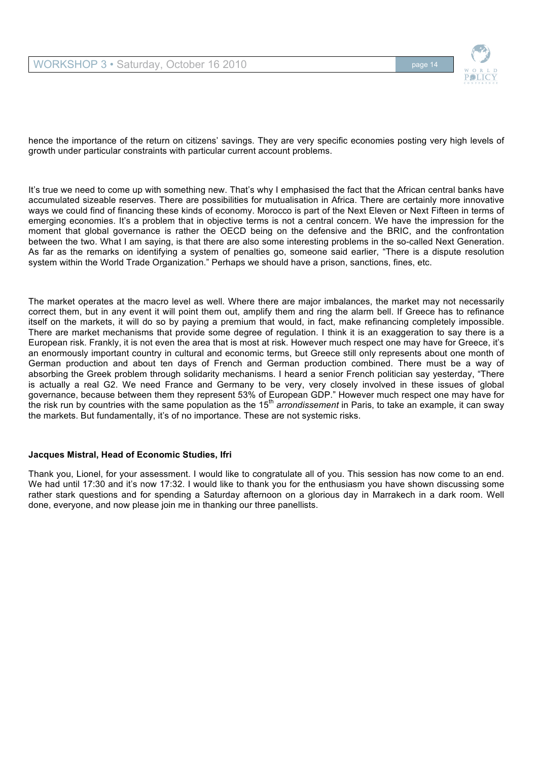hence the importance of the return on citizens' savings. They are very specific economies posting very high levels of growth under particular constraints with particular current account problems.

It's true we need to come up with something new. That's why I emphasised the fact that the African central banks have accumulated sizeable reserves. There are possibilities for mutualisation in Africa. There are certainly more innovative ways we could find of financing these kinds of economy. Morocco is part of the Next Eleven or Next Fifteen in terms of emerging economies. It's a problem that in objective terms is not a central concern. We have the impression for the moment that global governance is rather the OECD being on the defensive and the BRIC, and the confrontation between the two. What I am saying, is that there are also some interesting problems in the so-called Next Generation. As far as the remarks on identifying a system of penalties go, someone said earlier, "There is a dispute resolution system within the World Trade Organization." Perhaps we should have a prison, sanctions, fines, etc.

The market operates at the macro level as well. Where there are major imbalances, the market may not necessarily correct them, but in any event it will point them out, amplify them and ring the alarm bell. If Greece has to refinance itself on the markets, it will do so by paying a premium that would, in fact, make refinancing completely impossible. There are market mechanisms that provide some degree of regulation. I think it is an exaggeration to say there is a European risk. Frankly, it is not even the area that is most at risk. However much respect one may have for Greece, it's an enormously important country in cultural and economic terms, but Greece still only represents about one month of German production and about ten days of French and German production combined. There must be a way of absorbing the Greek problem through solidarity mechanisms. I heard a senior French politician say yesterday, "There is actually a real G2. We need France and Germany to be very, very closely involved in these issues of global governance, because between them they represent 53% of European GDP." However much respect one may have for the risk run by countries with the same population as the 15th *arrondissement* in Paris, to take an example, it can sway the markets. But fundamentally, it's of no importance. These are not systemic risks.

**Jacques Mistral, Head of Economic Studies, Ifri**

Thank you, Lionel, for your assessment. I would like to congratulate all of you. This session has now come to an end. We had until 17:30 and it's now 17:32. I would like to thank you for the enthusiasm you have shown discussing some rather stark questions and for spending a Saturday afternoon on a glorious day in Marrakech in a dark room. Well done, everyone, and now please join me in thanking our three panellists.